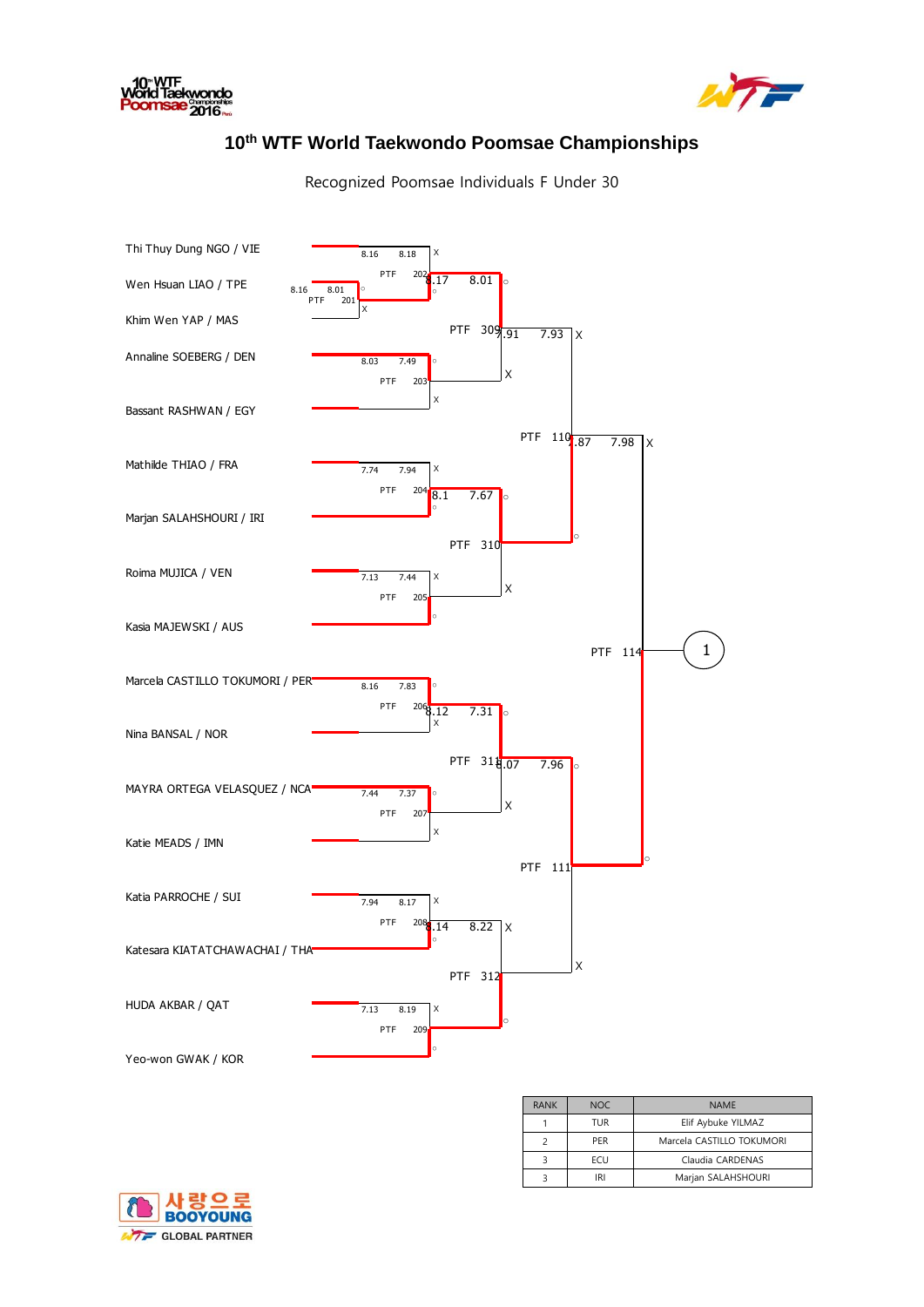# 10th WTF World Taekwondo Poomsae Championships

Recognized Poomsae Individuals F Under 30

| Match | Competitor | Score | Score | Result |
|---|---|---|---|---|
| PTF 201 | Wen Hsuan LIAO / TPE | 8.16 | 8.01 | ○ |
| | Khim Wen YAP / MAS | | | X |
| PTF 202 | Thi Thuy Dung NGO / VIE | 8.16 | 8.18 | X |
| | Wen Hsuan LIAO / TPE | | | ○ |
| PTF 203 | Annaline SOEBERG / DEN | 8.03 | 7.49 | ○ |
| | Bassant RASHWAN / EGY | | | X |
| PTF 204 | Mathilde THIAO / FRA | 7.74 | 7.94 | X |
| | Marjan SALAHSHOURI / IRI | | | ○ |
| PTF 205 | Roima MUJICA / VEN | 7.13 | 7.44 | X |
| | Kasia MAJEWSKI / AUS | | | ○ |
| PTF 206 | Marcela CASTILLO TOKUMORI / PER | 8.16 | 7.83 | ○ |
| | Nina BANSAL / NOR | | | X |
| PTF 207 | MAYRA ORTEGA VELASQUEZ / NCA | 7.44 | 7.37 | ○ |
| | Katie MEADS / IMN | | | X |
| PTF 208 | Katia PARROCHE / SUI | 7.94 | 8.17 | X |
| | Katesara KIATATCHAWACHAI / THA | | | ○ |
| PTF 209 | HUDA AKBAR / QAT | 7.13 | 8.19 | X |
| | Yeo-won GWAK / KOR | | | ○ |
| PTF 309 | Wen Hsuan LIAO / TPE | 8.17 | 8.01 | ○ |
| | Annaline SOEBERG / DEN | | | X |
| PTF 310 | Marjan SALAHSHOURI / IRI | 8.1 | 7.67 | ○ |
| | Kasia MAJEWSKI / AUS | | | X |
| PTF 311 | Marcela CASTILLO TOKUMORI / PER | 8.12 | 7.31 | ○ |
| | MAYRA ORTEGA VELASQUEZ / NCA | | | X |
| PTF 312 | Katesara KIATATCHAWACHAI / THA | 8.14 | 8.22 | X |
| | Yeo-won GWAK / KOR | | | ○ |
| PTF 110 | Wen Hsuan LIAO / TPE | 7.91 | 7.93 | X |
| | Marjan SALAHSHOURI / IRI | | | ○ |
| PTF 111 | Marcela CASTILLO TOKUMORI / PER | 8.07 | 7.96 | ○ |
| | Yeo-won GWAK / KOR | | | X |
| PTF 114 | Marjan SALAHSHOURI / IRI | 7.87 | 7.98 | X |
| | Marcela CASTILLO TOKUMORI / PER | | | ○ |

PTF 114 → 1

| RANK | NOC | NAME |
|---|---|---|
| 1 | TUR | Elif Aybuke YILMAZ |
| 2 | PER | Marcela CASTILLO TOKUMORI |
| 3 | ECU | Claudia CARDENAS |
| 3 | IRI | Marjan SALAHSHOURI |

사랑으로 BOOYOUNG
WTF GLOBAL PARTNER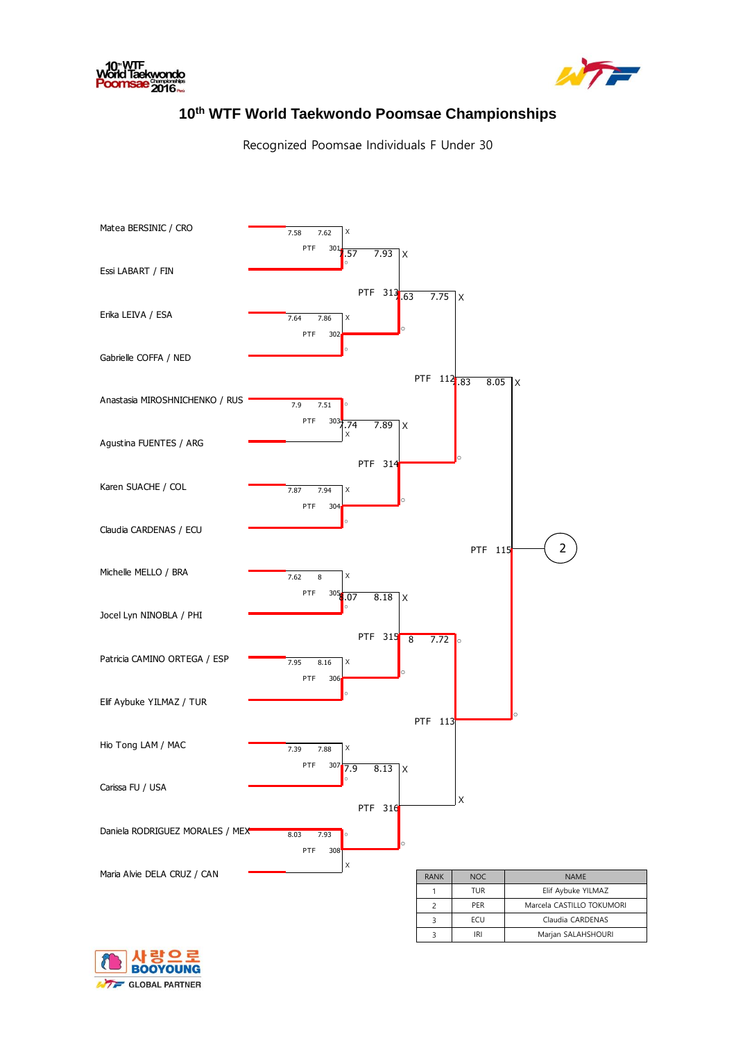# 10th WTF World Taekwondo Poomsae Championships

Recognized Poomsae Individuals F Under 30

Matea BERSINIC / CRO

Essi LABART / FIN

Erika LEIVA / ESA

Gabrielle COFFA / NED

Anastasia MIROSHNICHENKO / RUS

Agustina FUENTES / ARG

Karen SUACHE / COL

Claudia CARDENAS / ECU

Michelle MELLO / BRA

Jocel Lyn NINOBLA / PHI

Patricia CAMINO ORTEGA / ESP

Elif Aybuke YILMAZ / TUR

Hio Tong LAM / MAC

Carissa FU / USA

Daniela RODRIGUEZ MORALES / MEX

Maria Alvie DELA CRUZ / CAN

| Match | Scores | Result |
|---|---|---|
| PTF 301 | 7.58 / 7.62 | Matea BERSINIC X, Essi LABART O |
| PTF 302 | 7.64 / 7.86 | Erika LEIVA X, Gabrielle COFFA O |
| PTF 303 | 7.9 / 7.51 | Anastasia MIROSHNICHENKO O, Agustina FUENTES X |
| PTF 304 | 7.87 / 7.94 | Karen SUACHE X, Claudia CARDENAS O |
| PTF 305 | 7.62 / 8 | Michelle MELLO X, Jocel Lyn NINOBLA O |
| PTF 306 | 7.95 / 8.16 | Patricia CAMINO ORTEGA X, Elif Aybuke YILMAZ O |
| PTF 307 | 7.39 / 7.88 | Hio Tong LAM X, Carissa FU O |
| PTF 308 | 8.03 / 7.93 | Daniela RODRIGUEZ MORALES O, Maria Alvie DELA CRUZ X |
| PTF 313 | 7.57 / 7.93 | X / O |
| PTF 314 | 7.74 / 7.89 | X / O |
| PTF 315 | 8.07 / 8.18 | X / O |
| PTF 316 | 7.9 / 8.13 | X / O |
| PTF 112 | 7.63 / 7.75 | X / O |
| PTF 113 | 8 / 7.72 | O / X |
| PTF 115 | 7.83 / 8.05 | X / O |

PTF 115 → 2

| RANK | NOC | NAME |
|---|---|---|
| 1 | TUR | Elif Aybuke YILMAZ |
| 2 | PER | Marcela CASTILLO TOKUMORI |
| 3 | ECU | Claudia CARDENAS |
| 3 | IRI | Marjan SALAHSHOURI |

사랑으로 BOOYOUNG GLOBAL PARTNER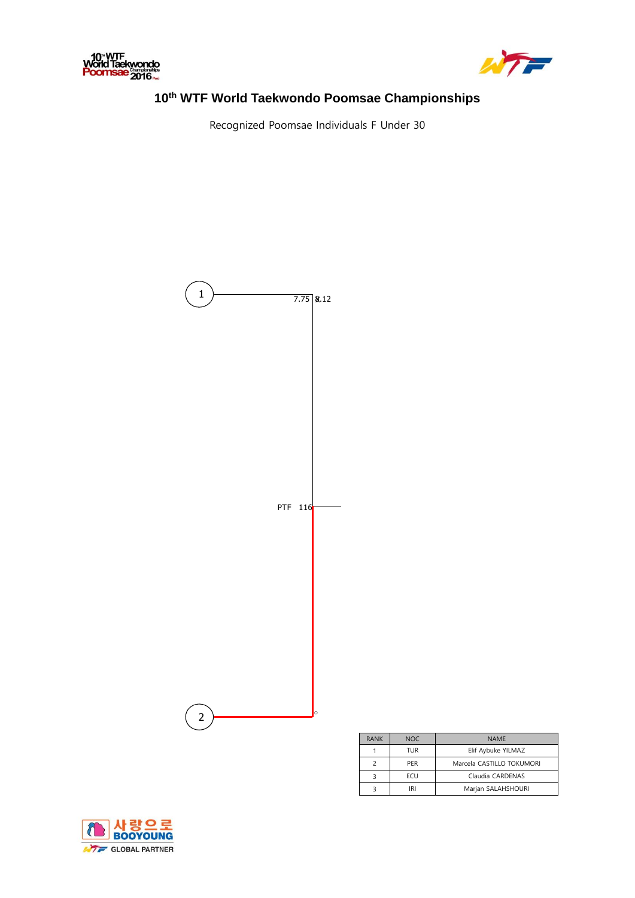# 10th WTF World Taekwondo Poomsae Championships

Recognized Poomsae Individuals F Under 30

1

7.75 8.12

PTF 116

2

| RANK | NOC | NAME |
|---|---|---|
| 1 | TUR | Elif Aybuke YILMAZ |
| 2 | PER | Marcela CASTILLO TOKUMORI |
| 3 | ECU | Claudia CARDENAS |
| 3 | IRI | Marjan SALAHSHOURI |

사랑으로 BOOYOUNG

GLOBAL PARTNER